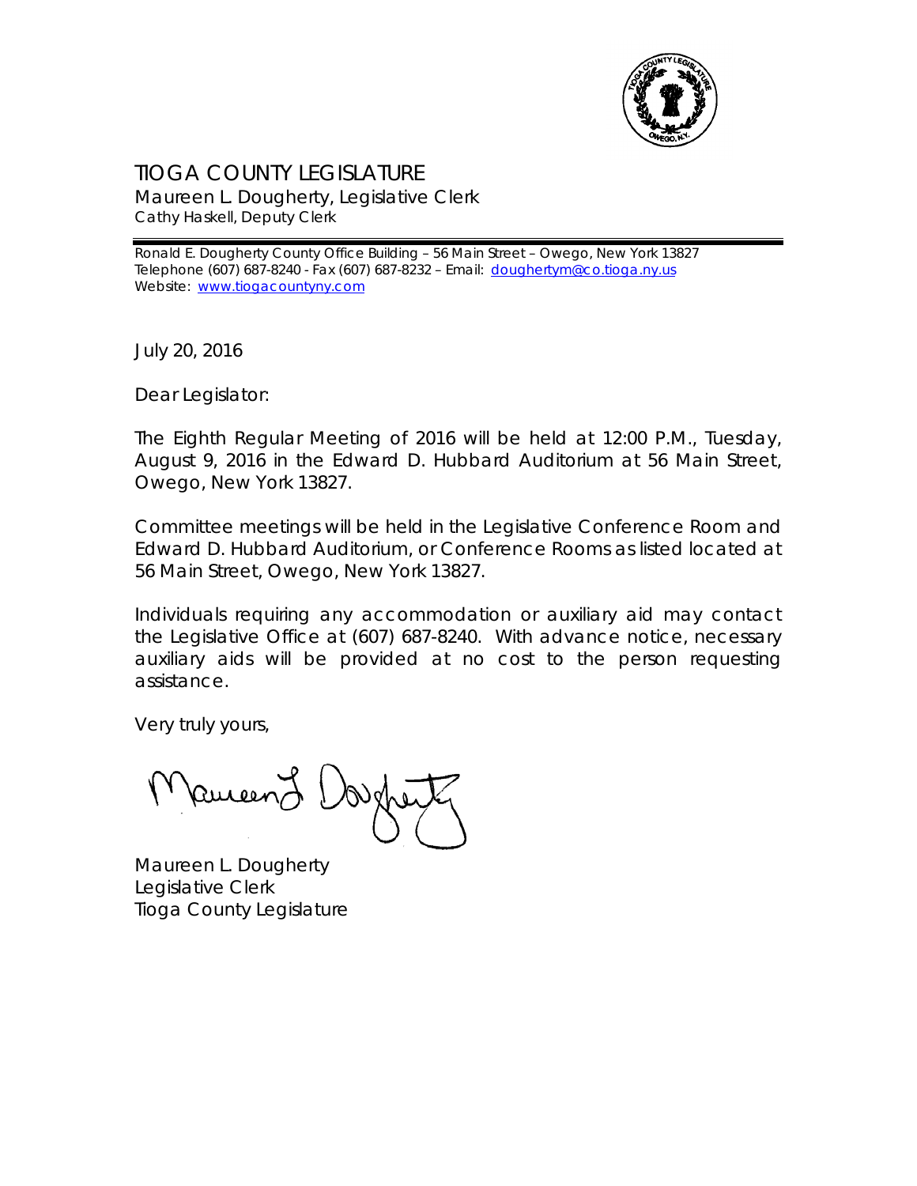# TIOGA COUNTY LEGISLATURE

Maureen L. Dougherty, Legislative Clerk
Cathy Haskell, Deputy Clerk

Ronald E. Dougherty County Office Building – 56 Main Street – Owego, New York 13827
Telephone (607) 687-8240 - Fax (607) 687-8232 – Email: doughertym@co.tioga.ny.us
Website: www.tiogacountyny.com

July 20, 2016

Dear Legislator:

The Eighth Regular Meeting of 2016 will be held at 12:00 P.M., Tuesday, August 9, 2016 in the Edward D. Hubbard Auditorium at 56 Main Street, Owego, New York 13827.

Committee meetings will be held in the Legislative Conference Room and Edward D. Hubbard Auditorium, or Conference Rooms as listed located at 56 Main Street, Owego, New York 13827.

Individuals requiring any accommodation or auxiliary aid may contact the Legislative Office at (607) 687-8240. With advance notice, necessary auxiliary aids will be provided at no cost to the person requesting assistance.

Very truly yours,

Maureen L. Dougherty
Legislative Clerk
Tioga County Legislature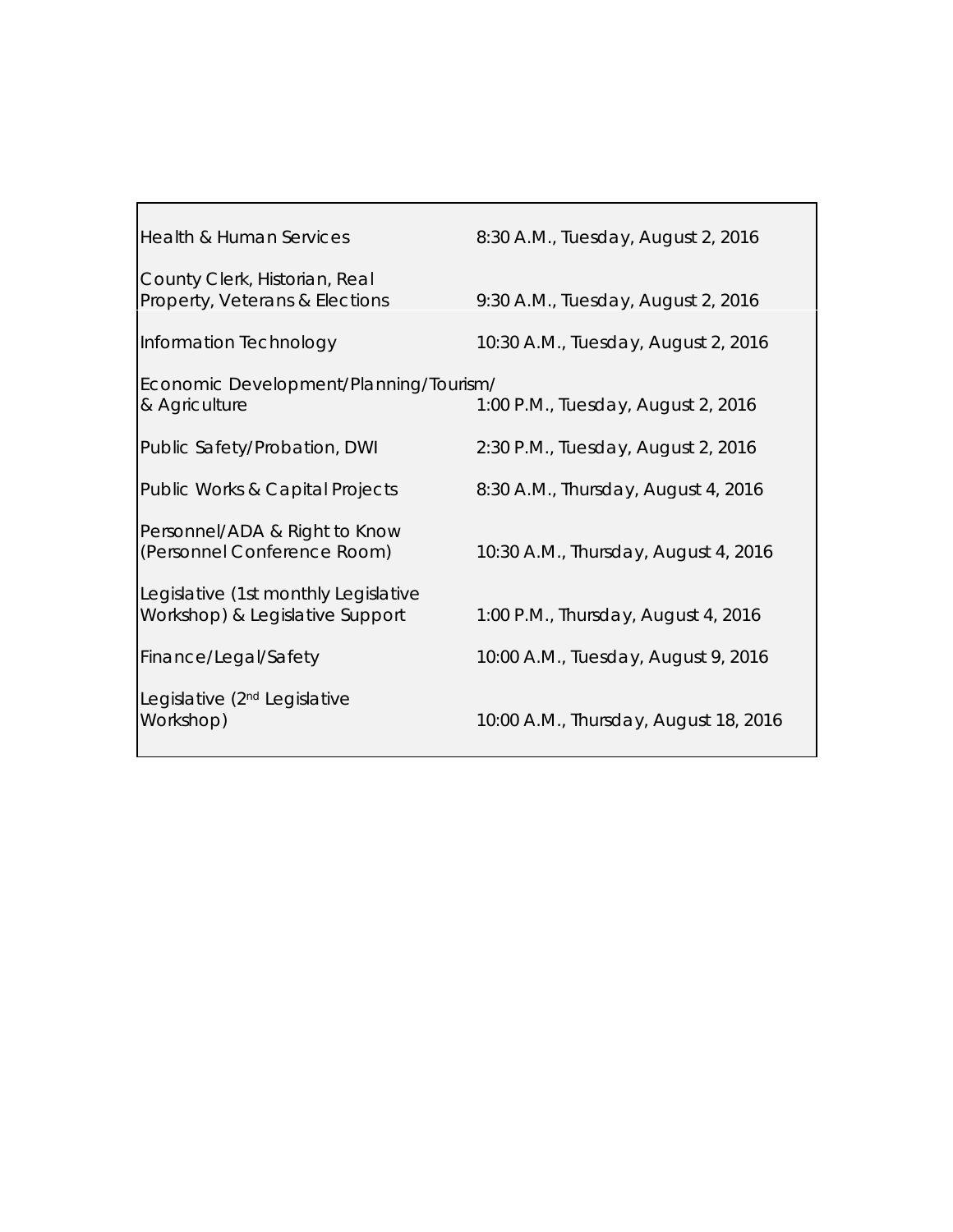| | |
|---|---|
| Health & Human Services | 8:30 A.M., Tuesday, August 2, 2016 |
| County Clerk, Historian, Real Property, Veterans & Elections | 9:30 A.M., Tuesday, August 2, 2016 |
| Information Technology | 10:30 A.M., Tuesday, August 2, 2016 |
| Economic Development/Planning/Tourism/ & Agriculture | 1:00 P.M., Tuesday, August 2, 2016 |
| Public Safety/Probation, DWI | 2:30 P.M., Tuesday, August 2, 2016 |
| Public Works & Capital Projects | 8:30 A.M., Thursday, August 4, 2016 |
| Personnel/ADA & Right to Know (Personnel Conference Room) | 10:30 A.M., Thursday, August 4, 2016 |
| Legislative (1st monthly Legislative Workshop) & Legislative Support | 1:00 P.M., Thursday, August 4, 2016 |
| Finance/Legal/Safety | 10:00 A.M., Tuesday, August 9, 2016 |
| Legislative (2nd Legislative Workshop) | 10:00 A.M., Thursday, August 18, 2016 |